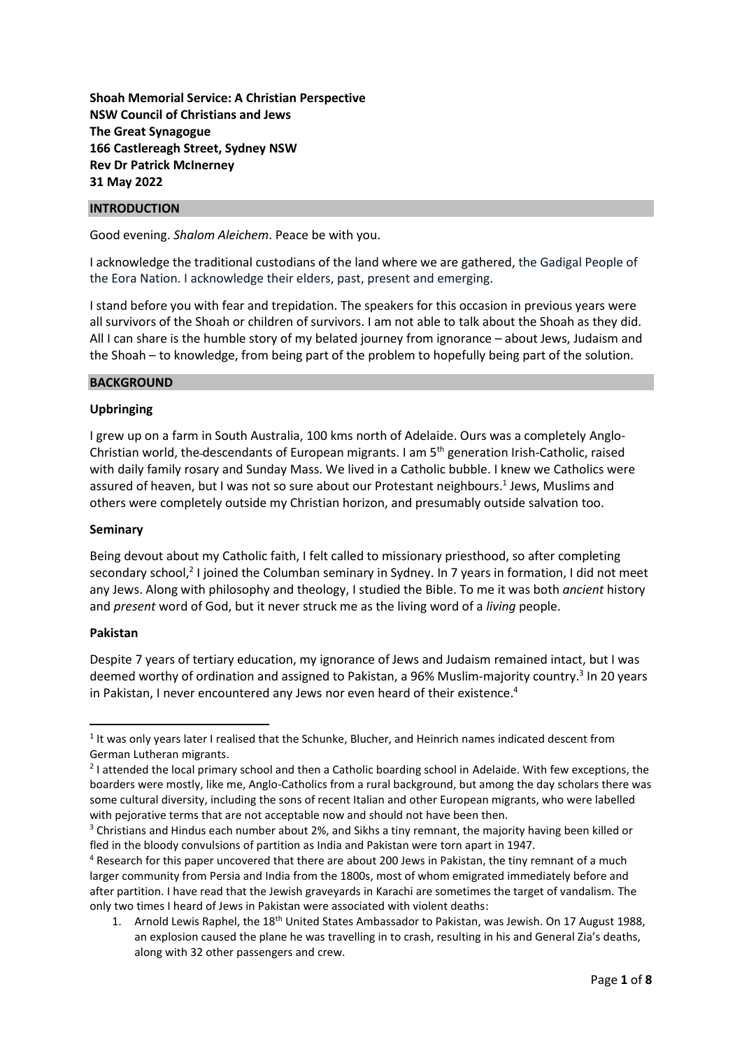**Shoah Memorial Service: A Christian Perspective**
**NSW Council of Christians and Jews**
**The Great Synagogue**
**166 Castlereagh Street, Sydney NSW**
**Rev Dr Patrick McInerney**
**31 May 2022**

## INTRODUCTION

Good evening. *Shalom Aleichem*. Peace be with you.

I acknowledge the traditional custodians of the land where we are gathered, the Gadigal People of the Eora Nation. I acknowledge their elders, past, present and emerging.

I stand before you with fear and trepidation. The speakers for this occasion in previous years were all survivors of the Shoah or children of survivors. I am not able to talk about the Shoah as they did. All I can share is the humble story of my belated journey from ignorance – about Jews, Judaism and the Shoah – to knowledge, from being part of the problem to hopefully being part of the solution.

## BACKGROUND

### Upbringing

I grew up on a farm in South Australia, 100 kms north of Adelaide. Ours was a completely Anglo-Christian world, the descendants of European migrants. I am 5th generation Irish-Catholic, raised with daily family rosary and Sunday Mass. We lived in a Catholic bubble. I knew we Catholics were assured of heaven, but I was not so sure about our Protestant neighbours.[1] Jews, Muslims and others were completely outside my Christian horizon, and presumably outside salvation too.

### Seminary

Being devout about my Catholic faith, I felt called to missionary priesthood, so after completing secondary school,[2] I joined the Columban seminary in Sydney. In 7 years in formation, I did not meet any Jews. Along with philosophy and theology, I studied the Bible. To me it was both *ancient* history and *present* word of God, but it never struck me as the living word of a *living* people.

### Pakistan

Despite 7 years of tertiary education, my ignorance of Jews and Judaism remained intact, but I was deemed worthy of ordination and assigned to Pakistan, a 96% Muslim-majority country.[3] In 20 years in Pakistan, I never encountered any Jews nor even heard of their existence.[4]

---

[1] It was only years later I realised that the Schunke, Blucher, and Heinrich names indicated descent from German Lutheran migrants.

[2] I attended the local primary school and then a Catholic boarding school in Adelaide. With few exceptions, the boarders were mostly, like me, Anglo-Catholics from a rural background, but among the day scholars there was some cultural diversity, including the sons of recent Italian and other European migrants, who were labelled with pejorative terms that are not acceptable now and should not have been then.

[3] Christians and Hindus each number about 2%, and Sikhs a tiny remnant, the majority having been killed or fled in the bloody convulsions of partition as India and Pakistan were torn apart in 1947.

[4] Research for this paper uncovered that there are about 200 Jews in Pakistan, the tiny remnant of a much larger community from Persia and India from the 1800s, most of whom emigrated immediately before and after partition. I have read that the Jewish graveyards in Karachi are sometimes the target of vandalism. The only two times I heard of Jews in Pakistan were associated with violent deaths:

1. Arnold Lewis Raphel, the 18th United States Ambassador to Pakistan, was Jewish. On 17 August 1988, an explosion caused the plane he was travelling in to crash, resulting in his and General Zia's deaths, along with 32 other passengers and crew.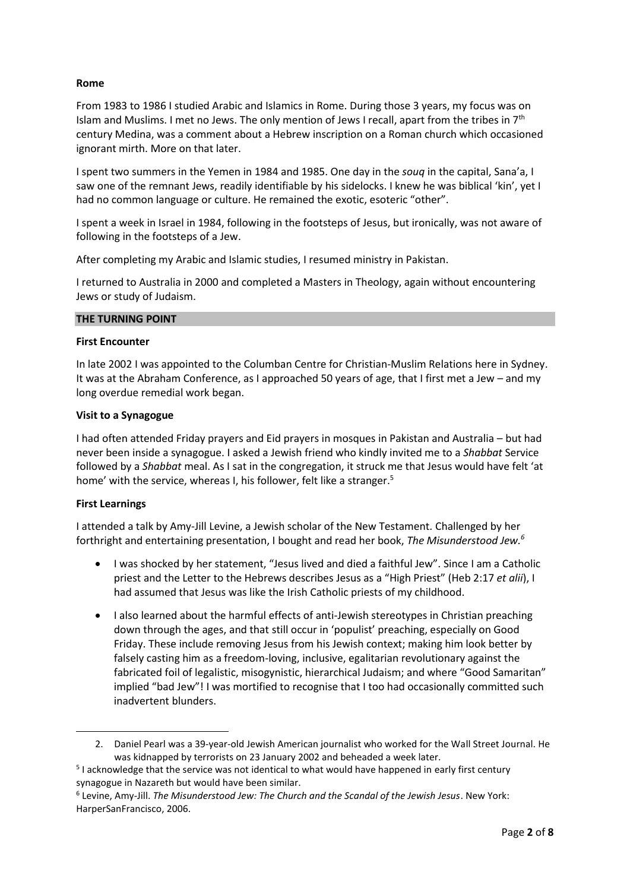**Rome**

From 1983 to 1986 I studied Arabic and Islamics in Rome. During those 3 years, my focus was on Islam and Muslims. I met no Jews. The only mention of Jews I recall, apart from the tribes in 7th century Medina, was a comment about a Hebrew inscription on a Roman church which occasioned ignorant mirth. More on that later.

I spent two summers in the Yemen in 1984 and 1985. One day in the *souq* in the capital, Sana'a, I saw one of the remnant Jews, readily identifiable by his sidelocks. I knew he was biblical 'kin', yet I had no common language or culture. He remained the exotic, esoteric "other".

I spent a week in Israel in 1984, following in the footsteps of Jesus, but ironically, was not aware of following in the footsteps of a Jew.

After completing my Arabic and Islamic studies, I resumed ministry in Pakistan.

I returned to Australia in 2000 and completed a Masters in Theology, again without encountering Jews or study of Judaism.

## THE TURNING POINT

**First Encounter**

In late 2002 I was appointed to the Columban Centre for Christian-Muslim Relations here in Sydney. It was at the Abraham Conference, as I approached 50 years of age, that I first met a Jew – and my long overdue remedial work began.

**Visit to a Synagogue**

I had often attended Friday prayers and Eid prayers in mosques in Pakistan and Australia – but had never been inside a synagogue. I asked a Jewish friend who kindly invited me to a *Shabbat* Service followed by a *Shabbat* meal. As I sat in the congregation, it struck me that Jesus would have felt 'at home' with the service, whereas I, his follower, felt like a stranger.[5]

**First Learnings**

I attended a talk by Amy-Jill Levine, a Jewish scholar of the New Testament. Challenged by her forthright and entertaining presentation, I bought and read her book, *The Misunderstood Jew.*[6]

- I was shocked by her statement, "Jesus lived and died a faithful Jew". Since I am a Catholic priest and the Letter to the Hebrews describes Jesus as a "High Priest" (Heb 2:17 *et alii*), I had assumed that Jesus was like the Irish Catholic priests of my childhood.
- I also learned about the harmful effects of anti-Jewish stereotypes in Christian preaching down through the ages, and that still occur in 'populist' preaching, especially on Good Friday. These include removing Jesus from his Jewish context; making him look better by falsely casting him as a freedom-loving, inclusive, egalitarian revolutionary against the fabricated foil of legalistic, misogynistic, hierarchical Judaism; and where "Good Samaritan" implied "bad Jew"! I was mortified to recognise that I too had occasionally committed such inadvertent blunders.

---

2. Daniel Pearl was a 39-year-old Jewish American journalist who worked for the Wall Street Journal. He was kidnapped by terrorists on 23 January 2002 and beheaded a week later.

[5] I acknowledge that the service was not identical to what would have happened in early first century synagogue in Nazareth but would have been similar.

[6] Levine, Amy-Jill. *The Misunderstood Jew: The Church and the Scandal of the Jewish Jesus*. New York: HarperSanFrancisco, 2006.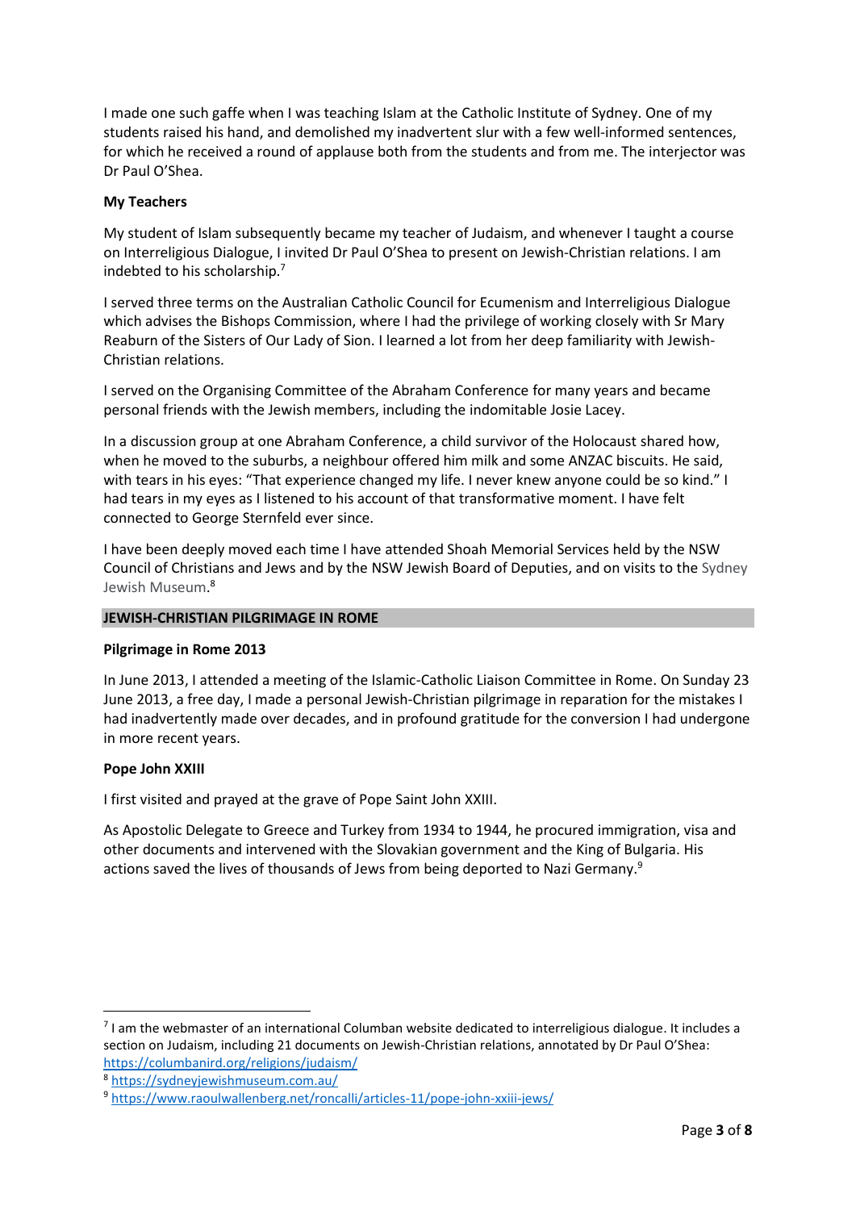I made one such gaffe when I was teaching Islam at the Catholic Institute of Sydney. One of my students raised his hand, and demolished my inadvertent slur with a few well-informed sentences, for which he received a round of applause both from the students and from me. The interjector was Dr Paul O'Shea.

**My Teachers**

My student of Islam subsequently became my teacher of Judaism, and whenever I taught a course on Interreligious Dialogue, I invited Dr Paul O'Shea to present on Jewish-Christian relations. I am indebted to his scholarship.[7]

I served three terms on the Australian Catholic Council for Ecumenism and Interreligious Dialogue which advises the Bishops Commission, where I had the privilege of working closely with Sr Mary Reaburn of the Sisters of Our Lady of Sion. I learned a lot from her deep familiarity with Jewish-Christian relations.

I served on the Organising Committee of the Abraham Conference for many years and became personal friends with the Jewish members, including the indomitable Josie Lacey.

In a discussion group at one Abraham Conference, a child survivor of the Holocaust shared how, when he moved to the suburbs, a neighbour offered him milk and some ANZAC biscuits. He said, with tears in his eyes: "That experience changed my life. I never knew anyone could be so kind." I had tears in my eyes as I listened to his account of that transformative moment. I have felt connected to George Sternfeld ever since.

I have been deeply moved each time I have attended Shoah Memorial Services held by the NSW Council of Christians and Jews and by the NSW Jewish Board of Deputies, and on visits to the Sydney Jewish Museum.[8]

## JEWISH-CHRISTIAN PILGRIMAGE IN ROME

**Pilgrimage in Rome 2013**

In June 2013, I attended a meeting of the Islamic-Catholic Liaison Committee in Rome. On Sunday 23 June 2013, a free day, I made a personal Jewish-Christian pilgrimage in reparation for the mistakes I had inadvertently made over decades, and in profound gratitude for the conversion I had undergone in more recent years.

**Pope John XXIII**

I first visited and prayed at the grave of Pope Saint John XXIII.

As Apostolic Delegate to Greece and Turkey from 1934 to 1944, he procured immigration, visa and other documents and intervened with the Slovakian government and the King of Bulgaria. His actions saved the lives of thousands of Jews from being deported to Nazi Germany.[9]

---

[7] I am the webmaster of an international Columban website dedicated to interreligious dialogue. It includes a section on Judaism, including 21 documents on Jewish-Christian relations, annotated by Dr Paul O'Shea: https://columbanird.org/religions/judaism/

[8] https://sydneyjewishmuseum.com.au/

[9] https://www.raoulwallenberg.net/roncalli/articles-11/pope-john-xxiii-jews/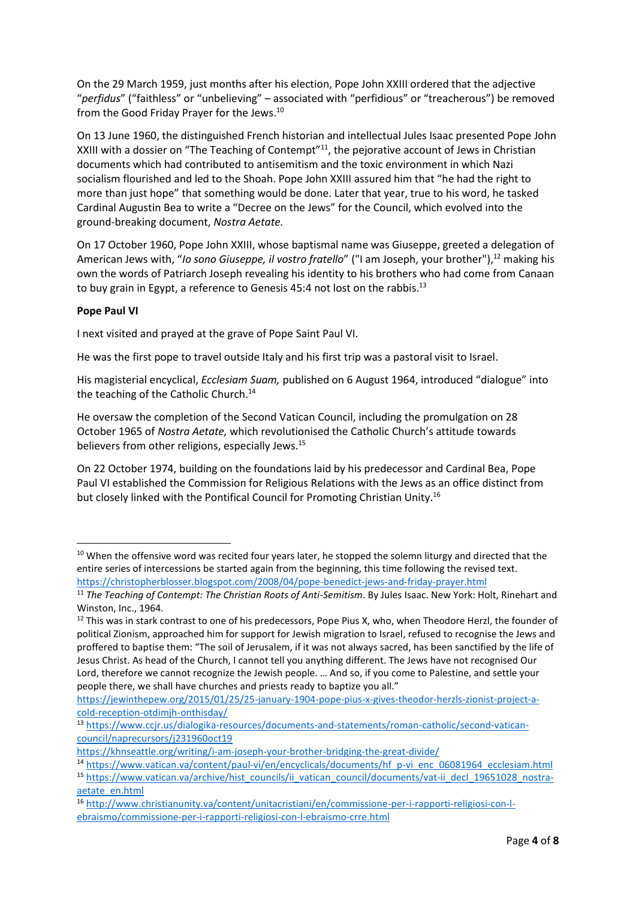On the 29 March 1959, just months after his election, Pope John XXIII ordered that the adjective "*perfidus*" ("faithless" or "unbelieving" – associated with "perfidious" or "treacherous") be removed from the Good Friday Prayer for the Jews.[10]

On 13 June 1960, the distinguished French historian and intellectual Jules Isaac presented Pope John XXIII with a dossier on "The Teaching of Contempt"[11], the pejorative account of Jews in Christian documents which had contributed to antisemitism and the toxic environment in which Nazi socialism flourished and led to the Shoah. Pope John XXIII assured him that "he had the right to more than just hope" that something would be done. Later that year, true to his word, he tasked Cardinal Augustin Bea to write a "Decree on the Jews" for the Council, which evolved into the ground-breaking document, *Nostra Aetate.*

On 17 October 1960, Pope John XXIII, whose baptismal name was Giuseppe, greeted a delegation of American Jews with, "*Io sono Giuseppe, il vostro fratello*" ("I am Joseph, your brother"),[12] making his own the words of Patriarch Joseph revealing his identity to his brothers who had come from Canaan to buy grain in Egypt, a reference to Genesis 45:4 not lost on the rabbis.[13]

**Pope Paul VI**

I next visited and prayed at the grave of Pope Saint Paul VI.

He was the first pope to travel outside Italy and his first trip was a pastoral visit to Israel.

His magisterial encyclical, *Ecclesiam Suam,* published on 6 August 1964, introduced "dialogue" into the teaching of the Catholic Church.[14]

He oversaw the completion of the Second Vatican Council, including the promulgation on 28 October 1965 of *Nostra Aetate,* which revolutionised the Catholic Church's attitude towards believers from other religions, especially Jews.[15]

On 22 October 1974, building on the foundations laid by his predecessor and Cardinal Bea, Pope Paul VI established the Commission for Religious Relations with the Jews as an office distinct from but closely linked with the Pontifical Council for Promoting Christian Unity.[16]

---

[10] When the offensive word was recited four years later, he stopped the solemn liturgy and directed that the entire series of intercessions be started again from the beginning, this time following the revised text. https://christopherblosser.blogspot.com/2008/04/pope-benedict-jews-and-friday-prayer.html

[11] *The Teaching of Contempt: The Christian Roots of Anti-Semitism*. By Jules Isaac. New York: Holt, Rinehart and Winston, Inc., 1964.

[12] This was in stark contrast to one of his predecessors, Pope Pius X, who, when Theodore Herzl, the founder of political Zionism, approached him for support for Jewish migration to Israel, refused to recognise the Jews and proffered to baptise them: "The soil of Jerusalem, if it was not always sacred, has been sanctified by the life of Jesus Christ. As head of the Church, I cannot tell you anything different. The Jews have not recognised Our Lord, therefore we cannot recognize the Jewish people. … And so, if you come to Palestine, and settle your people there, we shall have churches and priests ready to baptize you all." https://jewinthepew.org/2015/01/25/25-january-1904-pope-pius-x-gives-theodor-herzls-zionist-project-a-cold-reception-otdimjh-onthisday/

[13] https://www.ccjr.us/dialogika-resources/documents-and-statements/roman-catholic/second-vatican-council/naprecursors/j231960oct19
https://khnseattle.org/writing/i-am-joseph-your-brother-bridging-the-great-divide/

[14] https://www.vatican.va/content/paul-vi/en/encyclicals/documents/hf_p-vi_enc_06081964_ecclesiam.html

[15] https://www.vatican.va/archive/hist_councils/ii_vatican_council/documents/vat-ii_decl_19651028_nostra-aetate_en.html

[16] http://www.christianunity.va/content/unitacristiani/en/commissione-per-i-rapporti-religiosi-con-l-ebraismo/commissione-per-i-rapporti-religiosi-con-l-ebraismo-crre.html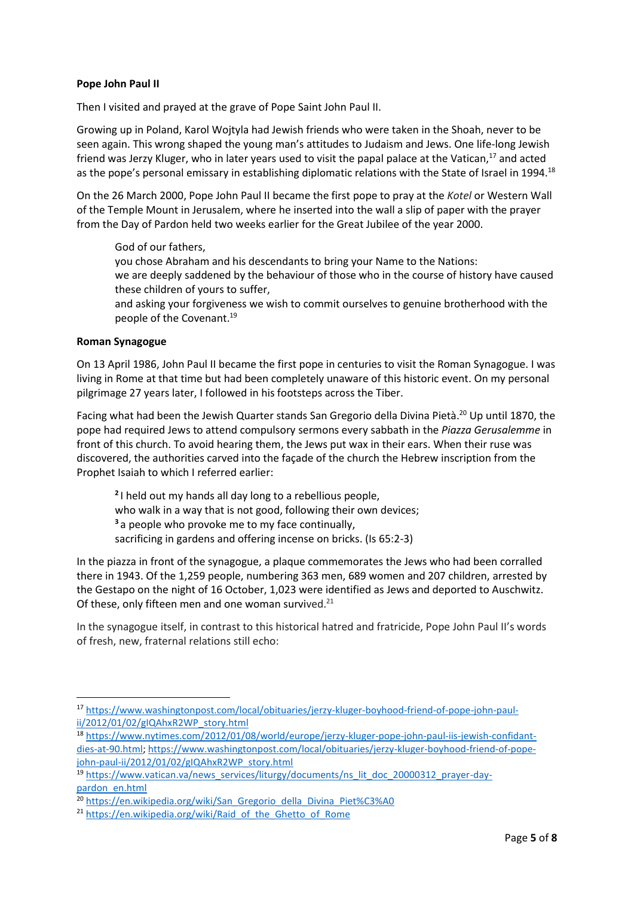**Pope John Paul II**

Then I visited and prayed at the grave of Pope Saint John Paul II.

Growing up in Poland, Karol Wojtyla had Jewish friends who were taken in the Shoah, never to be seen again. This wrong shaped the young man's attitudes to Judaism and Jews. One life-long Jewish friend was Jerzy Kluger, who in later years used to visit the papal palace at the Vatican,[17] and acted as the pope's personal emissary in establishing diplomatic relations with the State of Israel in 1994.[18]

On the 26 March 2000, Pope John Paul II became the first pope to pray at the *Kotel* or Western Wall of the Temple Mount in Jerusalem, where he inserted into the wall a slip of paper with the prayer from the Day of Pardon held two weeks earlier for the Great Jubilee of the year 2000.

> God of our fathers,
> you chose Abraham and his descendants to bring your Name to the Nations:
> we are deeply saddened by the behaviour of those who in the course of history have caused these children of yours to suffer,
> and asking your forgiveness we wish to commit ourselves to genuine brotherhood with the people of the Covenant.[19]

**Roman Synagogue**

On 13 April 1986, John Paul II became the first pope in centuries to visit the Roman Synagogue. I was living in Rome at that time but had been completely unaware of this historic event. On my personal pilgrimage 27 years later, I followed in his footsteps across the Tiber.

Facing what had been the Jewish Quarter stands San Gregorio della Divina Pietà.[20] Up until 1870, the pope had required Jews to attend compulsory sermons every sabbath in the *Piazza Gerusalemme* in front of this church. To avoid hearing them, the Jews put wax in their ears. When their ruse was discovered, the authorities carved into the façade of the church the Hebrew inscription from the Prophet Isaiah to which I referred earlier:

> **2** I held out my hands all day long to a rebellious people,
> who walk in a way that is not good, following their own devices;
> **3** a people who provoke me to my face continually,
> sacrificing in gardens and offering incense on bricks. (Is 65:2-3)

In the piazza in front of the synagogue, a plaque commemorates the Jews who had been corralled there in 1943. Of the 1,259 people, numbering 363 men, 689 women and 207 children, arrested by the Gestapo on the night of 16 October, 1,023 were identified as Jews and deported to Auschwitz. Of these, only fifteen men and one woman survived.[21]

In the synagogue itself, in contrast to this historical hatred and fratricide, Pope John Paul II's words of fresh, new, fraternal relations still echo:

---

[17] https://www.washingtonpost.com/local/obituaries/jerzy-kluger-boyhood-friend-of-pope-john-paul-ii/2012/01/02/gIQAhxR2WP_story.html

[18] https://www.nytimes.com/2012/01/08/world/europe/jerzy-kluger-pope-john-paul-iis-jewish-confidant-dies-at-90.html; https://www.washingtonpost.com/local/obituaries/jerzy-kluger-boyhood-friend-of-pope-john-paul-ii/2012/01/02/gIQAhxR2WP_story.html

[19] https://www.vatican.va/news_services/liturgy/documents/ns_lit_doc_20000312_prayer-day-pardon_en.html

[20] https://en.wikipedia.org/wiki/San_Gregorio_della_Divina_Piet%C3%A0

[21] https://en.wikipedia.org/wiki/Raid_of_the_Ghetto_of_Rome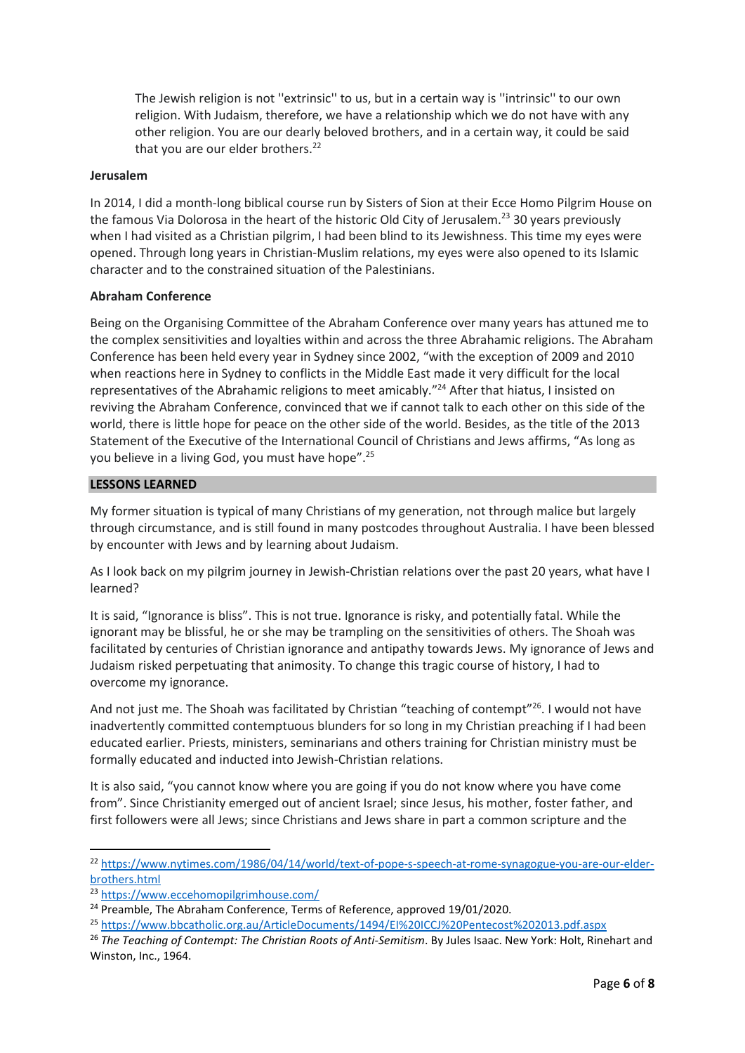> The Jewish religion is not ''extrinsic'' to us, but in a certain way is ''intrinsic'' to our own religion. With Judaism, therefore, we have a relationship which we do not have with any other religion. You are our dearly beloved brothers, and in a certain way, it could be said that you are our elder brothers.[22]

**Jerusalem**

In 2014, I did a month-long biblical course run by Sisters of Sion at their Ecce Homo Pilgrim House on the famous Via Dolorosa in the heart of the historic Old City of Jerusalem.[23] 30 years previously when I had visited as a Christian pilgrim, I had been blind to its Jewishness. This time my eyes were opened. Through long years in Christian-Muslim relations, my eyes were also opened to its Islamic character and to the constrained situation of the Palestinians.

**Abraham Conference**

Being on the Organising Committee of the Abraham Conference over many years has attuned me to the complex sensitivities and loyalties within and across the three Abrahamic religions. The Abraham Conference has been held every year in Sydney since 2002, "with the exception of 2009 and 2010 when reactions here in Sydney to conflicts in the Middle East made it very difficult for the local representatives of the Abrahamic religions to meet amicably."[24] After that hiatus, I insisted on reviving the Abraham Conference, convinced that we if cannot talk to each other on this side of the world, there is little hope for peace on the other side of the world. Besides, as the title of the 2013 Statement of the Executive of the International Council of Christians and Jews affirms, "As long as you believe in a living God, you must have hope".[25]

## LESSONS LEARNED

My former situation is typical of many Christians of my generation, not through malice but largely through circumstance, and is still found in many postcodes throughout Australia. I have been blessed by encounter with Jews and by learning about Judaism.

As I look back on my pilgrim journey in Jewish-Christian relations over the past 20 years, what have I learned?

It is said, "Ignorance is bliss". This is not true. Ignorance is risky, and potentially fatal. While the ignorant may be blissful, he or she may be trampling on the sensitivities of others. The Shoah was facilitated by centuries of Christian ignorance and antipathy towards Jews. My ignorance of Jews and Judaism risked perpetuating that animosity. To change this tragic course of history, I had to overcome my ignorance.

And not just me. The Shoah was facilitated by Christian "teaching of contempt"[26]. I would not have inadvertently committed contemptuous blunders for so long in my Christian preaching if I had been educated earlier. Priests, ministers, seminarians and others training for Christian ministry must be formally educated and inducted into Jewish-Christian relations.

It is also said, "you cannot know where you are going if you do not know where you have come from". Since Christianity emerged out of ancient Israel; since Jesus, his mother, foster father, and first followers were all Jews; since Christians and Jews share in part a common scripture and the

---

[22] https://www.nytimes.com/1986/04/14/world/text-of-pope-s-speech-at-rome-synagogue-you-are-our-elder-brothers.html

[23] https://www.eccehomopilgrimhouse.com/

[24] Preamble, The Abraham Conference, Terms of Reference, approved 19/01/2020.

[25] https://www.bbcatholic.org.au/ArticleDocuments/1494/EI%20ICCJ%20Pentecost%202013.pdf.aspx

[26] *The Teaching of Contempt: The Christian Roots of Anti-Semitism*. By Jules Isaac. New York: Holt, Rinehart and Winston, Inc., 1964.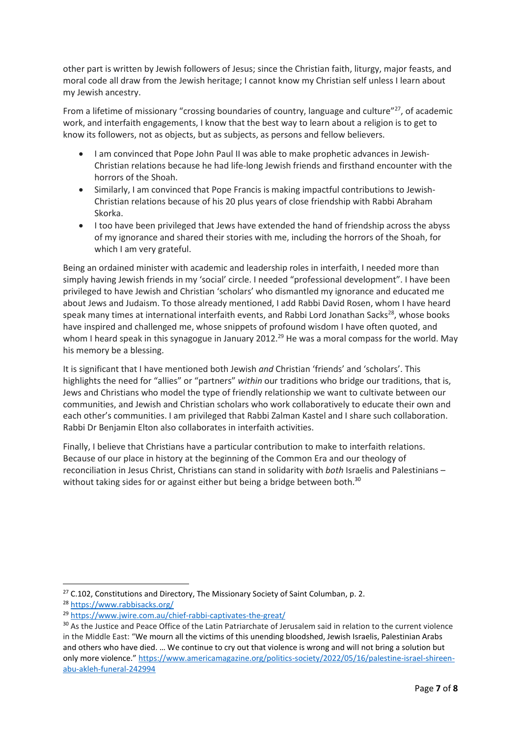other part is written by Jewish followers of Jesus; since the Christian faith, liturgy, major feasts, and moral code all draw from the Jewish heritage; I cannot know my Christian self unless I learn about my Jewish ancestry.

From a lifetime of missionary "crossing boundaries of country, language and culture"[27], of academic work, and interfaith engagements, I know that the best way to learn about a religion is to get to know its followers, not as objects, but as subjects, as persons and fellow believers.

- I am convinced that Pope John Paul II was able to make prophetic advances in Jewish-Christian relations because he had life-long Jewish friends and firsthand encounter with the horrors of the Shoah.
- Similarly, I am convinced that Pope Francis is making impactful contributions to Jewish-Christian relations because of his 20 plus years of close friendship with Rabbi Abraham Skorka.
- I too have been privileged that Jews have extended the hand of friendship across the abyss of my ignorance and shared their stories with me, including the horrors of the Shoah, for which I am very grateful.

Being an ordained minister with academic and leadership roles in interfaith, I needed more than simply having Jewish friends in my 'social' circle. I needed "professional development". I have been privileged to have Jewish and Christian 'scholars' who dismantled my ignorance and educated me about Jews and Judaism. To those already mentioned, I add Rabbi David Rosen, whom I have heard speak many times at international interfaith events, and Rabbi Lord Jonathan Sacks[28], whose books have inspired and challenged me, whose snippets of profound wisdom I have often quoted, and whom I heard speak in this synagogue in January 2012.[29] He was a moral compass for the world. May his memory be a blessing.

It is significant that I have mentioned both Jewish *and* Christian 'friends' and 'scholars'. This highlights the need for "allies" or "partners" *within* our traditions who bridge our traditions, that is, Jews and Christians who model the type of friendly relationship we want to cultivate between our communities, and Jewish and Christian scholars who work collaboratively to educate their own and each other's communities. I am privileged that Rabbi Zalman Kastel and I share such collaboration. Rabbi Dr Benjamin Elton also collaborates in interfaith activities.

Finally, I believe that Christians have a particular contribution to make to interfaith relations. Because of our place in history at the beginning of the Common Era and our theology of reconciliation in Jesus Christ, Christians can stand in solidarity with *both* Israelis and Palestinians – without taking sides for or against either but being a bridge between both.[30]

---

[27] C.102, Constitutions and Directory, The Missionary Society of Saint Columban, p. 2.

[28] https://www.rabbisacks.org/

[29] https://www.jwire.com.au/chief-rabbi-captivates-the-great/

[30] As the Justice and Peace Office of the Latin Patriarchate of Jerusalem said in relation to the current violence in the Middle East: "We mourn all the victims of this unending bloodshed, Jewish Israelis, Palestinian Arabs and others who have died. … We continue to cry out that violence is wrong and will not bring a solution but only more violence." https://www.americamagazine.org/politics-society/2022/05/16/palestine-israel-shireen-abu-akleh-funeral-242994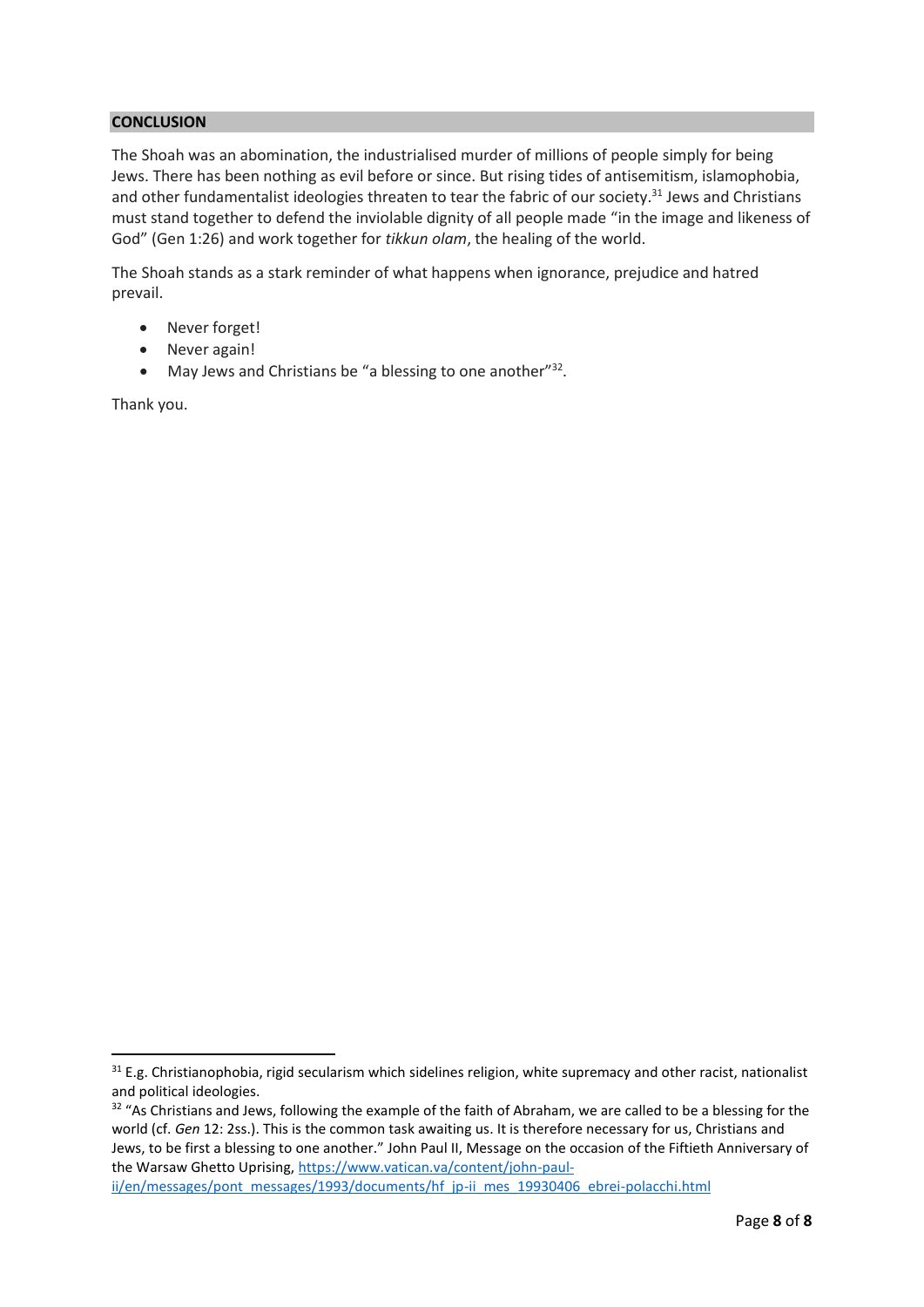## CONCLUSION

The Shoah was an abomination, the industrialised murder of millions of people simply for being Jews. There has been nothing as evil before or since. But rising tides of antisemitism, islamophobia, and other fundamentalist ideologies threaten to tear the fabric of our society.[31] Jews and Christians must stand together to defend the inviolable dignity of all people made "in the image and likeness of God" (Gen 1:26) and work together for *tikkun olam*, the healing of the world.

The Shoah stands as a stark reminder of what happens when ignorance, prejudice and hatred prevail.

- Never forget!
- Never again!
- May Jews and Christians be "a blessing to one another"[32].

Thank you.

---

[31] E.g. Christianophobia, rigid secularism which sidelines religion, white supremacy and other racist, nationalist and political ideologies.

[32] "As Christians and Jews, following the example of the faith of Abraham, we are called to be a blessing for the world (cf. *Gen* 12: 2ss.). This is the common task awaiting us. It is therefore necessary for us, Christians and Jews, to be first a blessing to one another." John Paul II, Message on the occasion of the Fiftieth Anniversary of the Warsaw Ghetto Uprising, https://www.vatican.va/content/john-paul-ii/en/messages/pont_messages/1993/documents/hf_jp-ii_mes_19930406_ebrei-polacchi.html